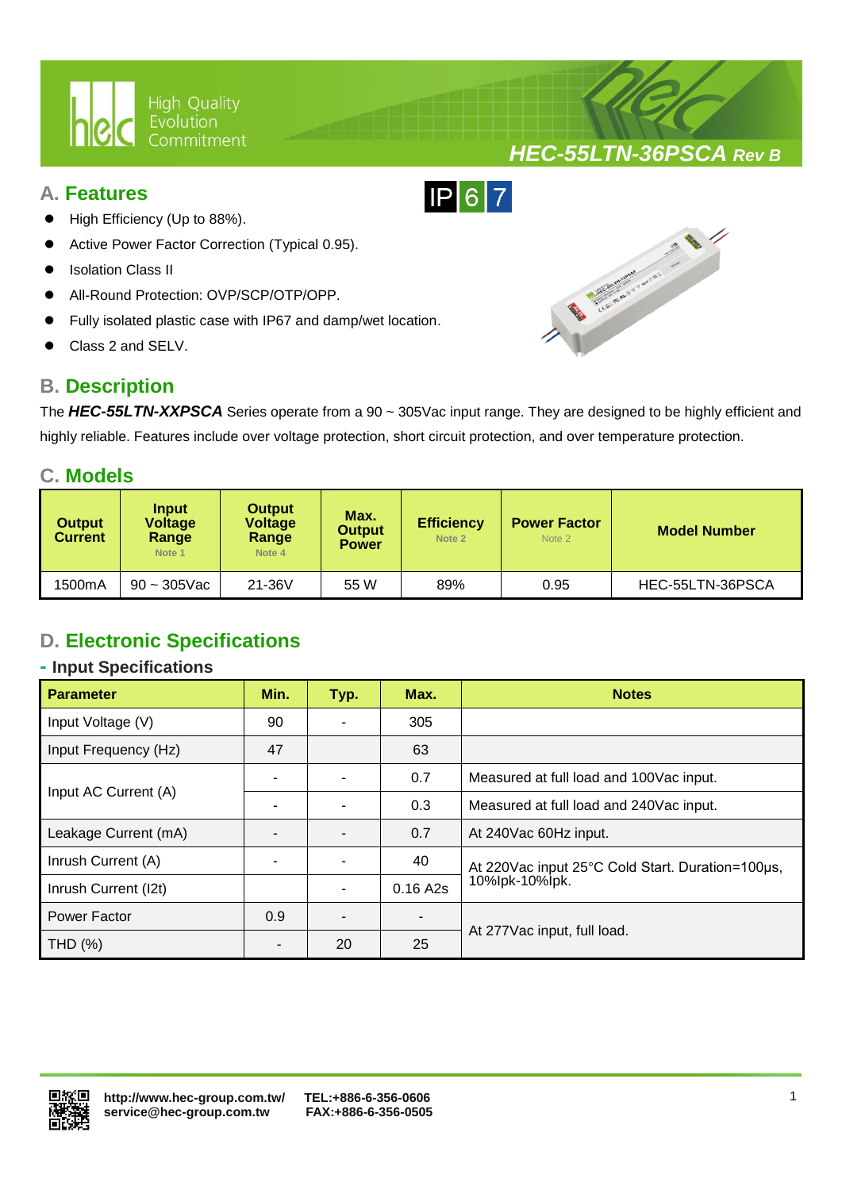# HEC-55LTN-36PSCA Rev B

## A. Features

IP 6 7

- High Efficiency (Up to 88%).
- Active Power Factor Correction (Typical 0.95).
- Isolation Class II
- All-Round Protection: OVP/SCP/OTP/OPP.
- Fully isolated plastic case with IP67 and damp/wet location.
- Class 2 and SELV.

## B. Description

The ***HEC-55LTN-XXPSCA*** Series operate from a 90 ~ 305Vac input range. They are designed to be highly efficient and highly reliable. Features include over voltage protection, short circuit protection, and over temperature protection.

## C. Models

| Output Current | Input Voltage Range Note 1 | Output Voltage Range Note 4 | Max. Output Power | Efficiency Note 2 | Power Factor Note 2 | Model Number |
|---|---|---|---|---|---|---|
| 1500mA | 90 ~ 305Vac | 21-36V | 55 W | 89% | 0.95 | HEC-55LTN-36PSCA |

## D. Electronic Specifications

### - Input Specifications

| Parameter | Min. | Typ. | Max. | Notes |
|---|---|---|---|---|
| Input Voltage (V) | 90 | - | 305 | |
| Input Frequency (Hz) | 47 | | 63 | |
| Input AC Current (A) | - | - | 0.7 | Measured at full load and 100Vac input. |
| | - | - | 0.3 | Measured at full load and 240Vac input. |
| Leakage Current (mA) | - | - | 0.7 | At 240Vac 60Hz input. |
| Inrush Current (A) | - | - | 40 | At 220Vac input 25°C Cold Start. Duration=100µs, 10%Ipk-10%Ipk. |
| Inrush Current (I2t) | | - | 0.16 A2s | |
| Power Factor | 0.9 | - | - | At 277Vac input, full load. |
| THD (%) | - | 20 | 25 | |

http://www.hec-group.com.tw/ service@hec-group.com.tw TEL:+886-6-356-0606 FAX:+886-6-356-0505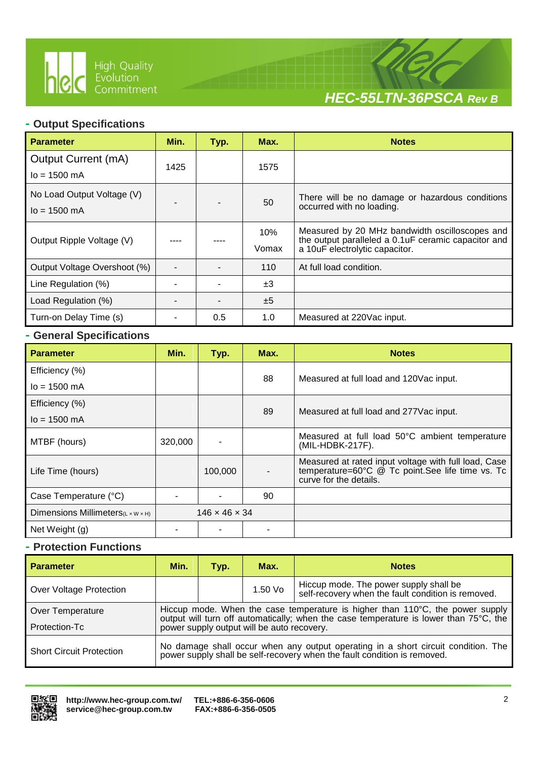## - Output Specifications

| Parameter | Min. | Typ. | Max. | Notes |
|---|---|---|---|---|
| Output Current (mA)<br>Io = 1500 mA | 1425 | | 1575 | |
| No Load Output Voltage (V)<br>Io = 1500 mA | - | - | 50 | There will be no damage or hazardous conditions occurred with no loading. |
| Output Ripple Voltage (V) | ---- | ---- | 10%<br>Vomax | Measured by 20 MHz bandwidth oscilloscopes and the output paralleled a 0.1uF ceramic capacitor and a 10uF electrolytic capacitor. |
| Output Voltage Overshoot (%) | - | - | 110 | At full load condition. |
| Line Regulation (%) | - | - | ±3 | |
| Load Regulation (%) | - | - | ±5 | |
| Turn-on Delay Time (s) | - | 0.5 | 1.0 | Measured at 220Vac input. |

## - General Specifications

| Parameter | Min. | Typ. | Max. | Notes |
|---|---|---|---|---|
| Efficiency (%)<br>Io = 1500 mA | | | 88 | Measured at full load and 120Vac input. |
| Efficiency (%)<br>Io = 1500 mA | | | 89 | Measured at full load and 277Vac input. |
| MTBF (hours) | 320,000 | - | | Measured at full load 50°C ambient temperature (MIL-HDBK-217F). |
| Life Time (hours) | | 100,000 | - | Measured at rated input voltage with full load, Case temperature=60°C @ Tc point.See life time vs. Tc curve for the details. |
| Case Temperature (°C) | - | - | 90 | |
| Dimensions Millimeters(L × W × H) | 146 × 46 × 34 | | | |
| Net Weight (g) | - | - | - | |

## - Protection Functions

| Parameter | Min. | Typ. | Max. | Notes |
|---|---|---|---|---|
| Over Voltage Protection | | | 1.50 Vo | Hiccup mode. The power supply shall be self-recovery when the fault condition is removed. |
| Over Temperature Protection-Tc | Hiccup mode. When the case temperature is higher than 110°C, the power supply output will turn off automatically; when the case temperature is lower than 75°C, the power supply output will be auto recovery. | | | |
| Short Circuit Protection | No damage shall occur when any output operating in a short circuit condition. The power supply shall be self-recovery when the fault condition is removed. | | | |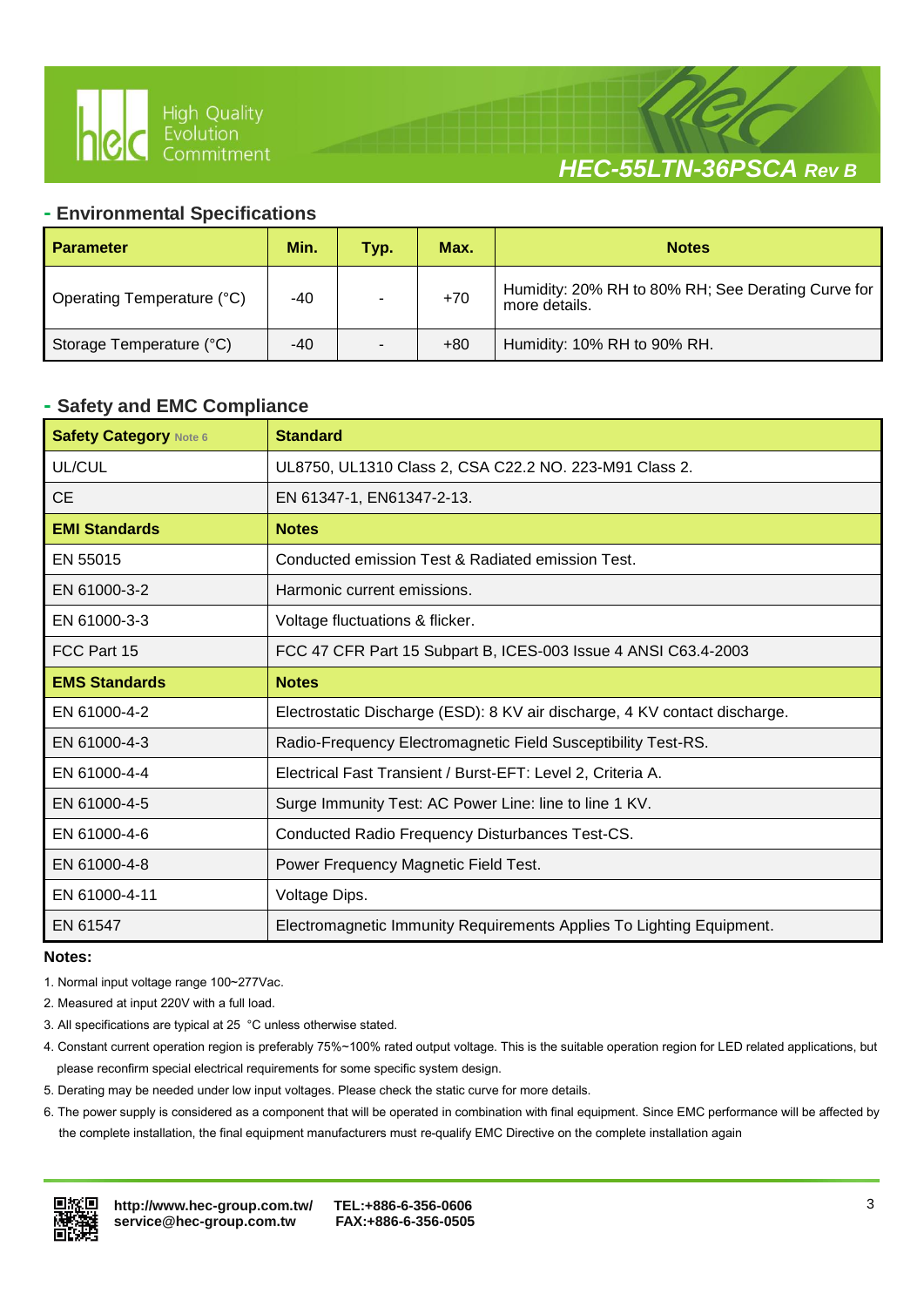## - Environmental Specifications

| Parameter | Min. | Typ. | Max. | Notes |
|---|---|---|---|---|
| Operating Temperature (°C) | -40 | - | +70 | Humidity: 20% RH to 80% RH; See Derating Curve for more details. |
| Storage Temperature (°C) | -40 | - | +80 | Humidity: 10% RH to 90% RH. |

## - Safety and EMC Compliance

| Safety Category Note 6 | Standard |
|---|---|
| UL/CUL | UL8750, UL1310 Class 2, CSA C22.2 NO. 223-M91 Class 2. |
| CE | EN 61347-1, EN61347-2-13. |
| **EMI Standards** | **Notes** |
| EN 55015 | Conducted emission Test & Radiated emission Test. |
| EN 61000-3-2 | Harmonic current emissions. |
| EN 61000-3-3 | Voltage fluctuations & flicker. |
| FCC Part 15 | FCC 47 CFR Part 15 Subpart B, ICES-003 Issue 4 ANSI C63.4-2003 |
| **EMS Standards** | **Notes** |
| EN 61000-4-2 | Electrostatic Discharge (ESD): 8 KV air discharge, 4 KV contact discharge. |
| EN 61000-4-3 | Radio-Frequency Electromagnetic Field Susceptibility Test-RS. |
| EN 61000-4-4 | Electrical Fast Transient / Burst-EFT: Level 2, Criteria A. |
| EN 61000-4-5 | Surge Immunity Test: AC Power Line: line to line 1 KV. |
| EN 61000-4-6 | Conducted Radio Frequency Disturbances Test-CS. |
| EN 61000-4-8 | Power Frequency Magnetic Field Test. |
| EN 61000-4-11 | Voltage Dips. |
| EN 61547 | Electromagnetic Immunity Requirements Applies To Lighting Equipment. |

**Notes:**

1. Normal input voltage range 100~277Vac.
2. Measured at input 220V with a full load.
3. All specifications are typical at 25 °C unless otherwise stated.
4. Constant current operation region is preferably 75%~100% rated output voltage. This is the suitable operation region for LED related applications, but please reconfirm special electrical requirements for some specific system design.
5. Derating may be needed under low input voltages. Please check the static curve for more details.
6. The power supply is considered as a component that will be operated in combination with final equipment. Since EMC performance will be affected by the complete installation, the final equipment manufacturers must re-qualify EMC Directive on the complete installation again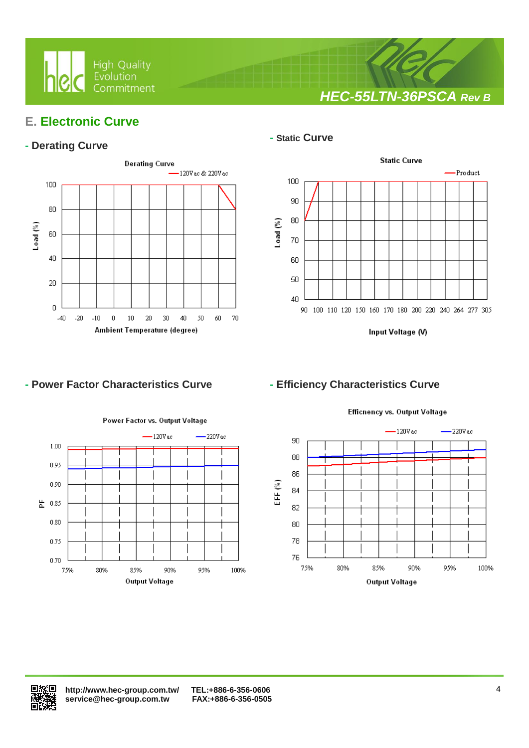## E. Electronic Curve

### - Derating Curve

Derating Curve

120Vac & 220Vac

Load (%): 0, 20, 40, 60, 80, 100

Ambient Temperature (degree): -40, -20, -10, 0, 10, 20, 30, 40, 50, 60, 70

### - Static Curve

Static Curve

Product

Load (%): 40, 50, 60, 70, 80, 90, 100

Input Voltage (V): 90, 100, 110, 120, 150, 160, 170, 180, 200, 220, 240, 264, 277, 305

### - Power Factor Characteristics Curve

Power Factor vs. Output Voltage

120Vac 220Vac

PF: 0.70, 0.75, 0.80, 0.85, 0.90, 0.95, 1.00

Output Voltage: 75%, 80%, 85%, 90%, 95%, 100%

### - Efficiency Characteristics Curve

Efficnency vs. Output Voltage

120Vac 220Vac

EFF (%): 76, 78, 80, 82, 84, 86, 88, 90

Output Voltage: 75%, 80%, 85%, 90%, 95%, 100%

http://www.hec-group.com.tw/ TEL:+886-6-356-0606
service@hec-group.com.tw FAX:+886-6-356-0505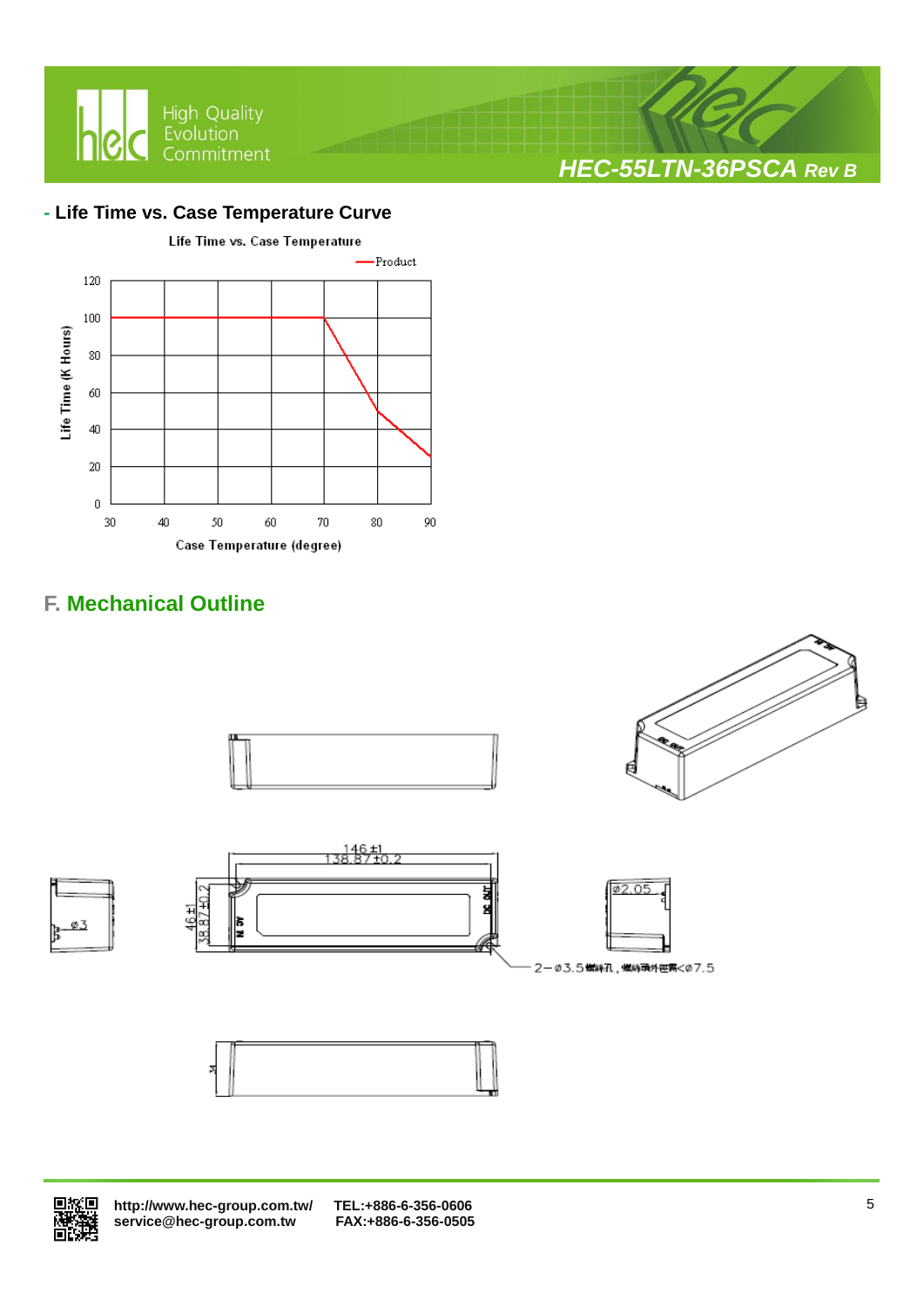## - Life Time vs. Case Temperature Curve

Life Time vs. Case Temperature

—Product

Life Time (K Hours)

120
100
80
60
40
20
0

30 40 50 60 70 80 90

Case Temperature (degree)

## F. Mechanical Outline

146±1
138.87±0.2

46±1
38.87±0.2

ø3

ø2.05

2−ø3.5螺絲孔，螺絲頭外徑需<ø7.5

AC IN

DC OUT

34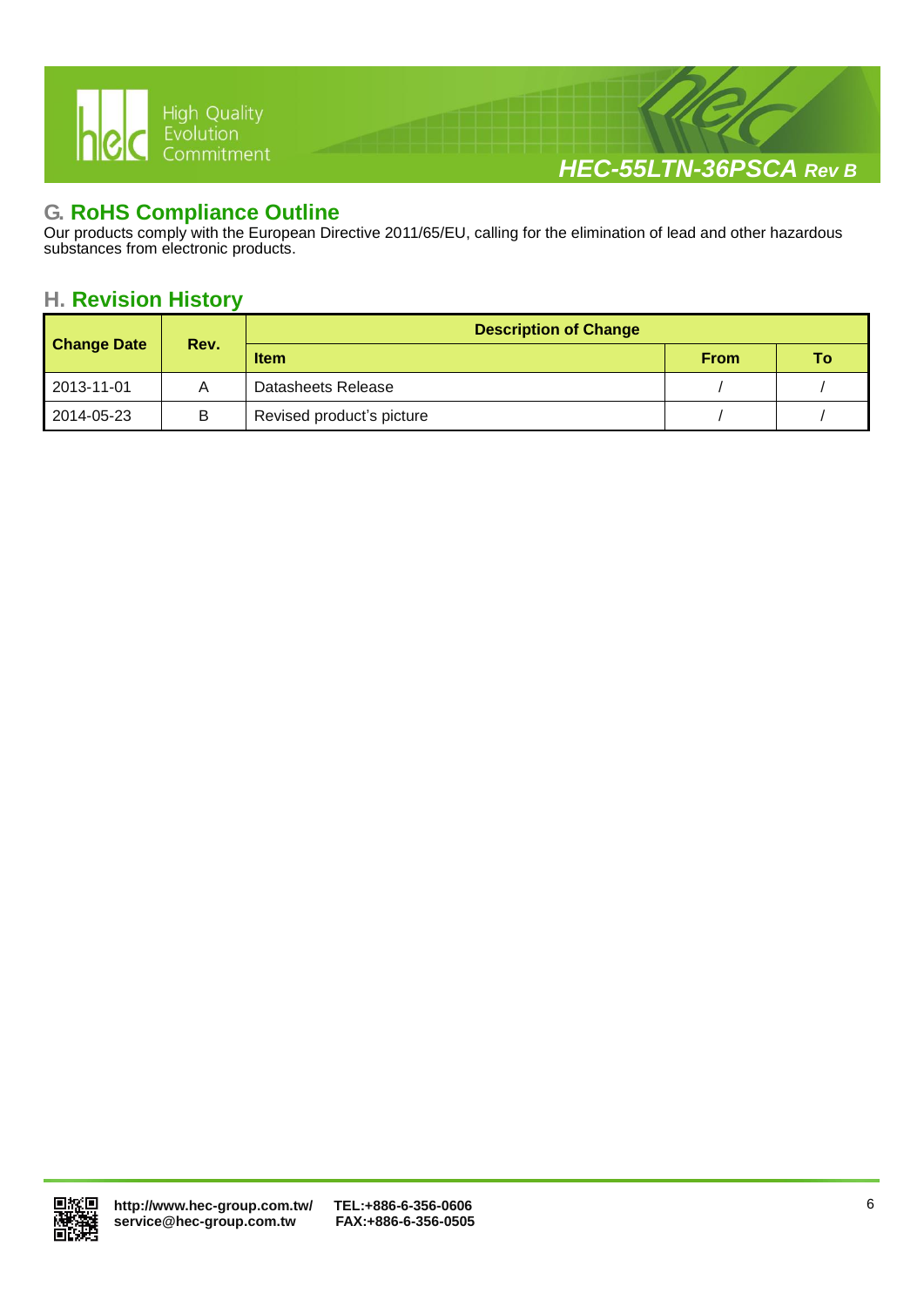## G. RoHS Compliance Outline

Our products comply with the European Directive 2011/65/EU, calling for the elimination of lead and other hazardous substances from electronic products.

## H. Revision History

| Change Date | Rev. | Description of Change | | |
|---|---|---|---|---|
| | | Item | From | To |
| 2013-11-01 | A | Datasheets Release | / | / |
| 2014-05-23 | B | Revised product's picture | / | / |